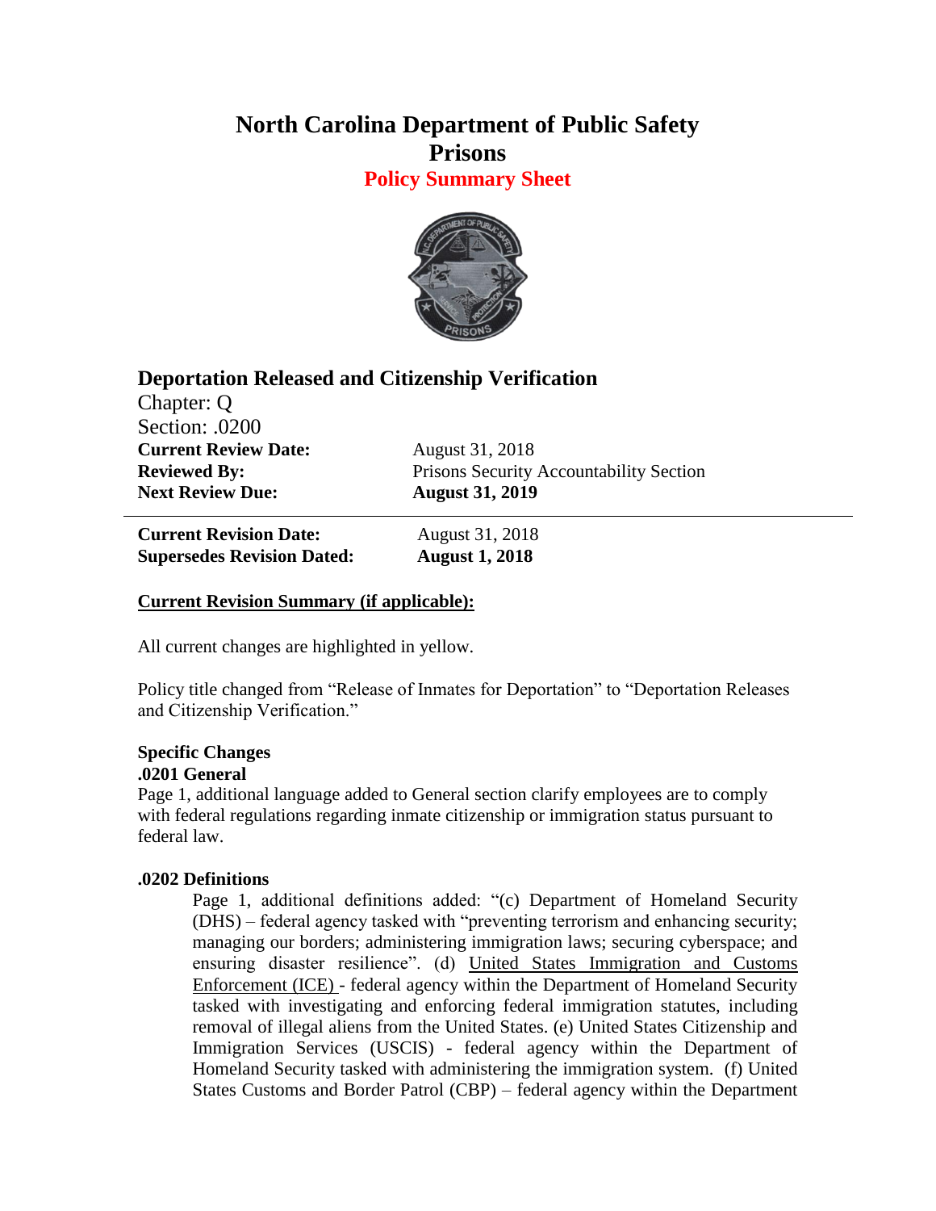# North Carolina Department of Public Safety
# Prisons
## Policy Summary Sheet

### Deportation Released and Citizenship Verification

Chapter: Q
Section: .0200

**Current Review Date:** August 31, 2018
**Reviewed By:** Prisons Security Accountability Section
**Next Review Due:** **August 31, 2019**

---

**Current Revision Date:** August 31, 2018
**Supersedes Revision Dated:** **August 1, 2018**

**<u>Current Revision Summary (if applicable):</u>**

All current changes are highlighted in yellow.

Policy title changed from "Release of Inmates for Deportation" to "Deportation Releases and Citizenship Verification."

**Specific Changes**

**.0201 General**

Page 1, additional language added to General section clarify employees are to comply with federal regulations regarding inmate citizenship or immigration status pursuant to federal law.

**.0202 Definitions**

Page 1, additional definitions added: "(c) Department of Homeland Security (DHS) – federal agency tasked with "preventing terrorism and enhancing security; managing our borders; administering immigration laws; securing cyberspace; and ensuring disaster resilience". (d) <u>United States Immigration and Customs Enforcement (ICE)</u> - federal agency within the Department of Homeland Security tasked with investigating and enforcing federal immigration statutes, including removal of illegal aliens from the United States. (e) United States Citizenship and Immigration Services (USCIS) - federal agency within the Department of Homeland Security tasked with administering the immigration system. (f) United States Customs and Border Patrol (CBP) – federal agency within the Department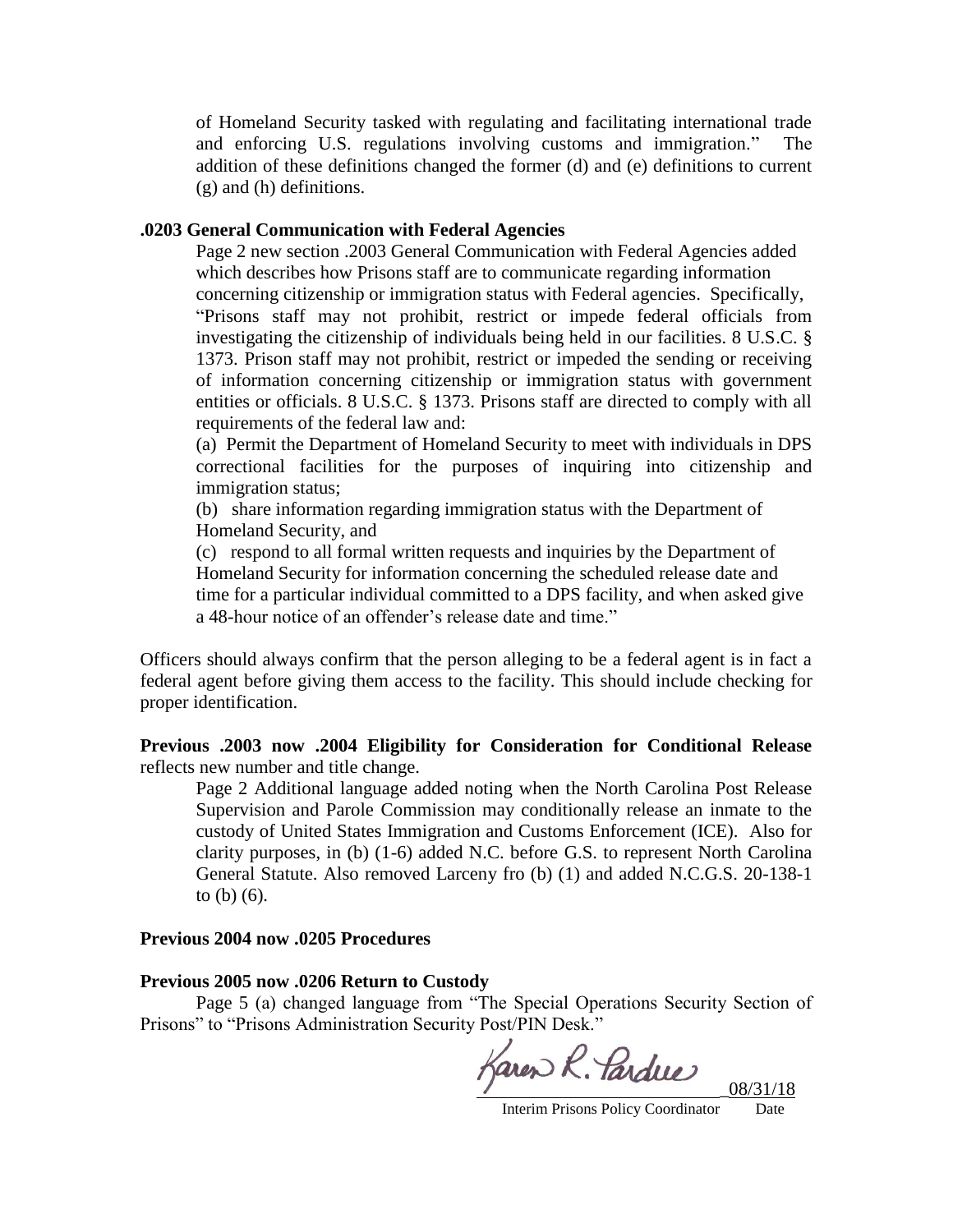of Homeland Security tasked with regulating and facilitating international trade and enforcing U.S. regulations involving customs and immigration." The addition of these definitions changed the former (d) and (e) definitions to current (g) and (h) definitions.

**.0203 General Communication with Federal Agencies**

Page 2 new section .2003 General Communication with Federal Agencies added which describes how Prisons staff are to communicate regarding information concerning citizenship or immigration status with Federal agencies. Specifically, "Prisons staff may not prohibit, restrict or impede federal officials from investigating the citizenship of individuals being held in our facilities. 8 U.S.C. § 1373. Prison staff may not prohibit, restrict or impeded the sending or receiving of information concerning citizenship or immigration status with government entities or officials. 8 U.S.C. § 1373. Prisons staff are directed to comply with all requirements of the federal law and:

(a) Permit the Department of Homeland Security to meet with individuals in DPS correctional facilities for the purposes of inquiring into citizenship and immigration status;

(b) share information regarding immigration status with the Department of Homeland Security, and

(c) respond to all formal written requests and inquiries by the Department of Homeland Security for information concerning the scheduled release date and time for a particular individual committed to a DPS facility, and when asked give a 48-hour notice of an offender's release date and time."

Officers should always confirm that the person alleging to be a federal agent is in fact a federal agent before giving them access to the facility. This should include checking for proper identification.

**Previous .2003 now .2004 Eligibility for Consideration for Conditional Release** reflects new number and title change.

Page 2 Additional language added noting when the North Carolina Post Release Supervision and Parole Commission may conditionally release an inmate to the custody of United States Immigration and Customs Enforcement (ICE). Also for clarity purposes, in (b) (1-6) added N.C. before G.S. to represent North Carolina General Statute. Also removed Larceny fro (b) (1) and added N.C.G.S. 20-138-1 to (b) (6).

**Previous 2004 now .0205 Procedures**

**Previous 2005 now .0206 Return to Custody**

Page 5 (a) changed language from "The Special Operations Security Section of Prisons" to "Prisons Administration Security Post/PIN Desk."

Karen R. Pardue _08/31/18

Interim Prisons Policy Coordinator Date